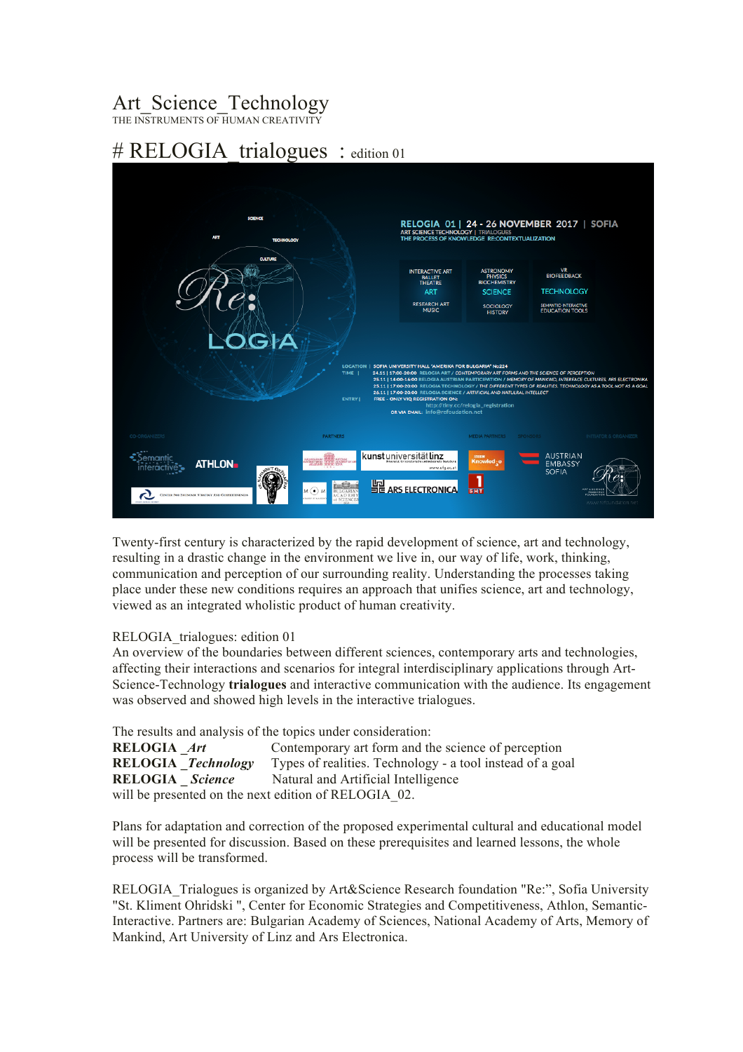# Art_Science_Technology

THE INSTRUMENTS OF HUMAN CREATIVITY

## # RELOGIA_trialogues : edition 01

Twenty-first century is characterized by the rapid development of science, art and technology, resulting in a drastic change in the environment we live in, our way of life, work, thinking, communication and perception of our surrounding reality. Understanding the processes taking place under these new conditions requires an approach that unifies science, art and technology, viewed as an integrated wholistic product of human creativity.

RELOGIA_trialogues: edition 01
An overview of the boundaries between different sciences, contemporary arts and technologies, affecting their interactions and scenarios for integral interdisciplinary applications through Art-Science-Technology **trialogues** and interactive communication with the audience. Its engagement was observed and showed high levels in the interactive trialogues.

The results and analysis of the topics under consideration:
**RELOGIA _*Art*** Contemporary art form and the science of perception
**RELOGIA _*Technology*** Types of realities. Technology - a tool instead of a goal
**RELOGIA _ *Science*** Natural and Artificial Intelligence
will be presented on the next edition of RELOGIA_02.

Plans for adaptation and correction of the proposed experimental cultural and educational model will be presented for discussion. Based on these prerequisites and learned lessons, the whole process will be transformed.

RELOGIA_Trialogues is organized by Art&Science Research foundation "Re:", Sofia University "St. Kliment Ohridski ", Center for Economic Strategies and Competitiveness, Athlon, Semantic-Interactive. Partners are: Bulgarian Academy of Sciences, National Academy of Arts, Memory of Mankind, Art University of Linz and Ars Electronica.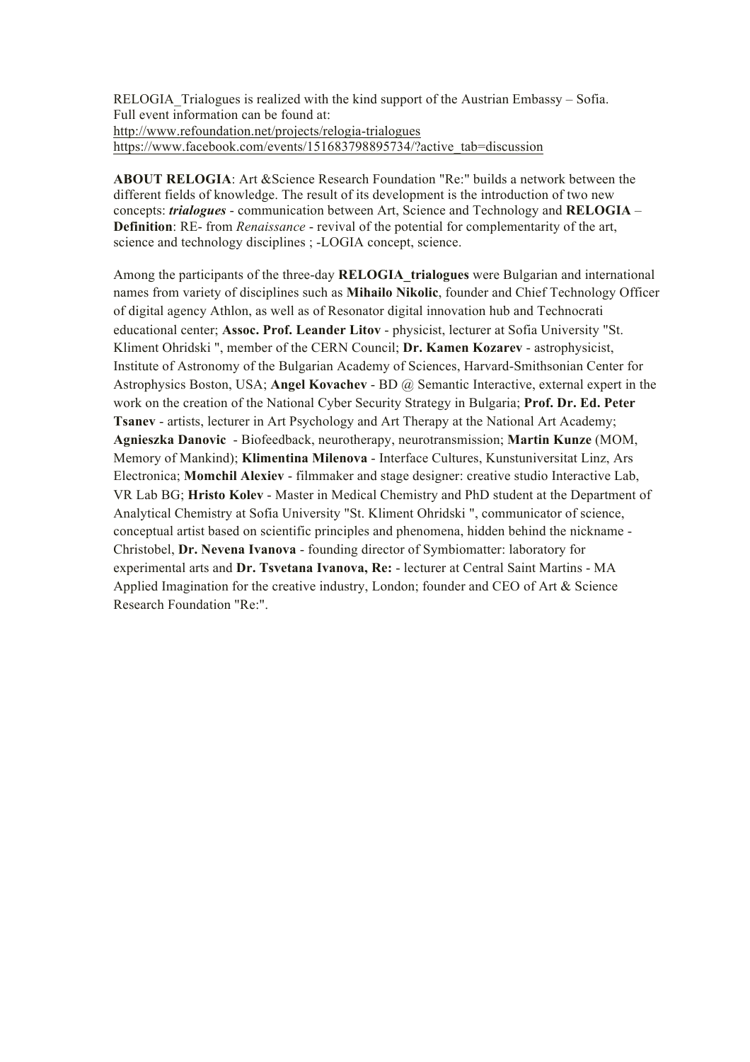RELOGIA_Trialogues is realized with the kind support of the Austrian Embassy – Sofia.
Full event information can be found at:
http://www.refoundation.net/projects/relogia-trialogues
https://www.facebook.com/events/151683798895734/?active_tab=discussion

**ABOUT RELOGIA**: Art &Science Research Foundation "Re:" builds a network between the different fields of knowledge. The result of its development is the introduction of two new concepts: ***trialogues*** - communication between Art, Science and Technology and **RELOGIA** – **Definition**: RE- from *Renaissance* - revival of the potential for complementarity of the art, science and technology disciplines ; -LOGIA concept, science.

Among the participants of the three-day **RELOGIA_trialogues** were Bulgarian and international names from variety of disciplines such as **Mihailo Nikolic**, founder and Chief Technology Officer of digital agency Athlon, as well as of Resonator digital innovation hub and Technocrati educational center; **Assoc. Prof. Leander Litov** - physicist, lecturer at Sofia University "St. Kliment Ohridski ", member of the CERN Council; **Dr. Kamen Kozarev** - astrophysicist, Institute of Astronomy of the Bulgarian Academy of Sciences, Harvard-Smithsonian Center for Astrophysics Boston, USA; **Angel Kovachev** - BD @ Semantic Interactive, external expert in the work on the creation of the National Cyber Security Strategy in Bulgaria; **Prof. Dr. Ed. Peter Tsanev** - artists, lecturer in Art Psychology and Art Therapy at the National Art Academy; **Agnieszka Danovic** - Biofeedback, neurotherapy, neurotransmission; **Martin Kunze** (MOM, Memory of Mankind); **Klimentina Milenova** - Interface Cultures, Kunstuniversitat Linz, Ars Electronica; **Momchil Alexiev** - filmmaker and stage designer: creative studio Interactive Lab, VR Lab BG; **Hristo Kolev** - Master in Medical Chemistry and PhD student at the Department of Analytical Chemistry at Sofia University "St. Kliment Ohridski ", communicator of science, conceptual artist based on scientific principles and phenomena, hidden behind the nickname - Christobel, **Dr. Nevena Ivanova** - founding director of Symbiomatter: laboratory for experimental arts and **Dr. Tsvetana Ivanova, Re:** - lecturer at Central Saint Martins - MA Applied Imagination for the creative industry, London; founder and CEO of Art & Science Research Foundation "Re:".